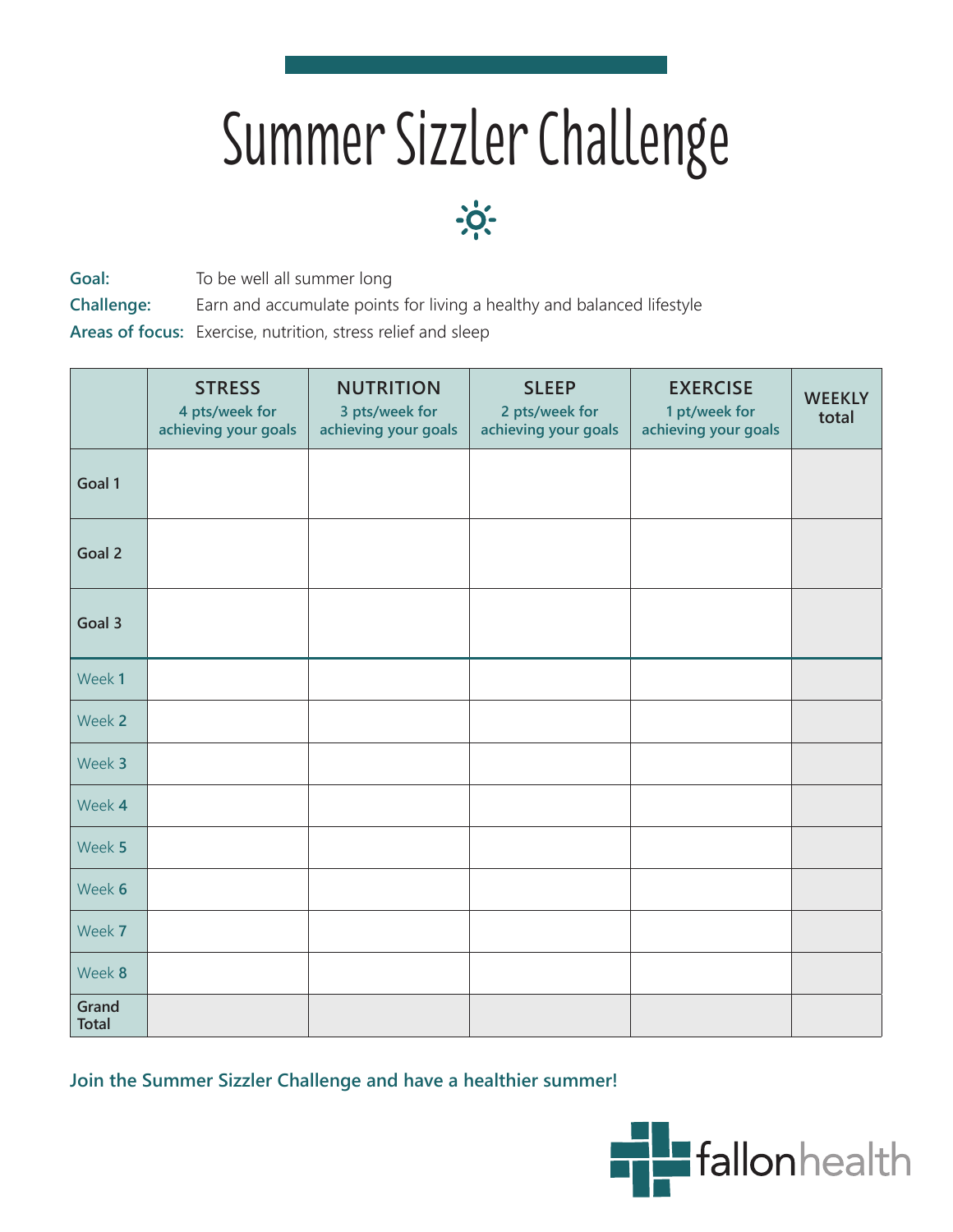# Summer Sizzler Challenge

**Goal:** To be well all summer long

**Challenge:** Earn and accumulate points for living a healthy and balanced lifestyle

**Areas of focus:** Exercise, nutrition, stress relief and sleep

| | STRESS<br>4 pts/week for achieving your goals | NUTRITION<br>3 pts/week for achieving your goals | SLEEP<br>2 pts/week for achieving your goals | EXERCISE<br>1 pt/week for achieving your goals | WEEKLY total |
|---|---|---|---|---|---|
| Goal 1 | | | | | |
| Goal 2 | | | | | |
| Goal 3 | | | | | |
| Week 1 | | | | | |
| Week 2 | | | | | |
| Week 3 | | | | | |
| Week 4 | | | | | |
| Week 5 | | | | | |
| Week 6 | | | | | |
| Week 7 | | | | | |
| Week 8 | | | | | |
| Grand Total | | | | | |

**Join the Summer Sizzler Challenge and have a healthier summer!**

fallonhealth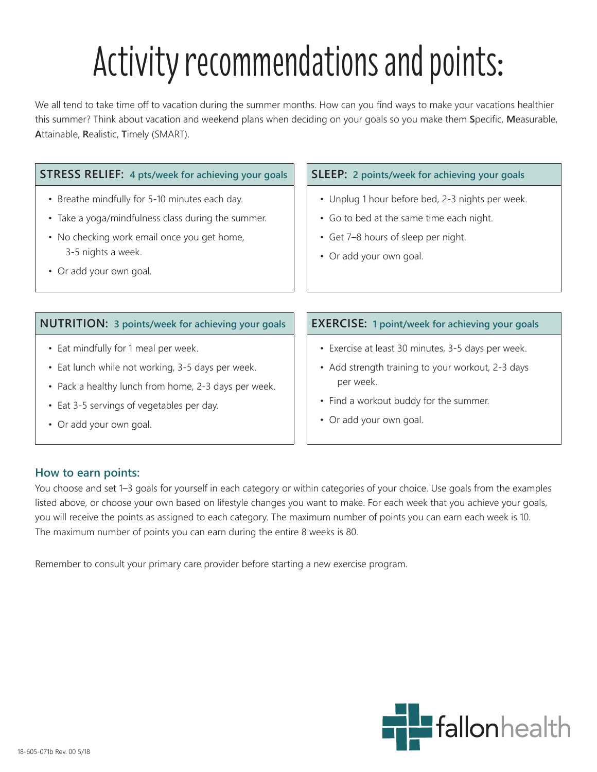# Activity recommendations and points:

We all tend to take time off to vacation during the summer months. How can you find ways to make your vacations healthier this summer? Think about vacation and weekend plans when deciding on your goals so you make them **S**pecific, **M**easurable, **A**ttainable, **R**ealistic, **T**imely (SMART).

## STRESS RELIEF: 4 pts/week for achieving your goals

- Breathe mindfully for 5-10 minutes each day.
- Take a yoga/mindfulness class during the summer.
- No checking work email once you get home, 3-5 nights a week.
- Or add your own goal.

## SLEEP: 2 points/week for achieving your goals

- Unplug 1 hour before bed, 2-3 nights per week.
- Go to bed at the same time each night.
- Get 7–8 hours of sleep per night.
- Or add your own goal.

## NUTRITION: 3 points/week for achieving your goals

- Eat mindfully for 1 meal per week.
- Eat lunch while not working, 3-5 days per week.
- Pack a healthy lunch from home, 2-3 days per week.
- Eat 3-5 servings of vegetables per day.
- Or add your own goal.

## EXERCISE: 1 point/week for achieving your goals

- Exercise at least 30 minutes, 3-5 days per week.
- Add strength training to your workout, 2-3 days per week.
- Find a workout buddy for the summer.
- Or add your own goal.

### How to earn points:

You choose and set 1–3 goals for yourself in each category or within categories of your choice. Use goals from the examples listed above, or choose your own based on lifestyle changes you want to make. For each week that you achieve your goals, you will receive the points as assigned to each category. The maximum number of points you can earn each week is 10. The maximum number of points you can earn during the entire 8 weeks is 80.

Remember to consult your primary care provider before starting a new exercise program.

fallonhealth

18-605-071b Rev. 00 5/18